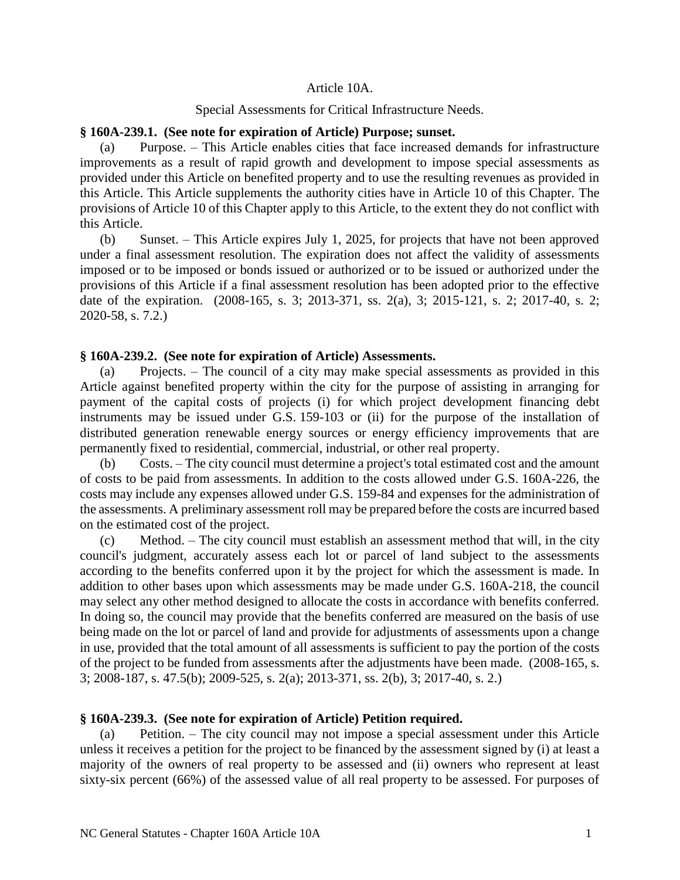Article 10A.

Special Assessments for Critical Infrastructure Needs.

**§ 160A-239.1. (See note for expiration of Article) Purpose; sunset.**

(a) Purpose. – This Article enables cities that face increased demands for infrastructure improvements as a result of rapid growth and development to impose special assessments as provided under this Article on benefited property and to use the resulting revenues as provided in this Article. This Article supplements the authority cities have in Article 10 of this Chapter. The provisions of Article 10 of this Chapter apply to this Article, to the extent they do not conflict with this Article.

(b) Sunset. – This Article expires July 1, 2025, for projects that have not been approved under a final assessment resolution. The expiration does not affect the validity of assessments imposed or to be imposed or bonds issued or authorized or to be issued or authorized under the provisions of this Article if a final assessment resolution has been adopted prior to the effective date of the expiration. (2008-165, s. 3; 2013-371, ss. 2(a), 3; 2015-121, s. 2; 2017-40, s. 2; 2020-58, s. 7.2.)

**§ 160A-239.2. (See note for expiration of Article) Assessments.**

(a) Projects. – The council of a city may make special assessments as provided in this Article against benefited property within the city for the purpose of assisting in arranging for payment of the capital costs of projects (i) for which project development financing debt instruments may be issued under G.S. 159-103 or (ii) for the purpose of the installation of distributed generation renewable energy sources or energy efficiency improvements that are permanently fixed to residential, commercial, industrial, or other real property.

(b) Costs. – The city council must determine a project's total estimated cost and the amount of costs to be paid from assessments. In addition to the costs allowed under G.S. 160A-226, the costs may include any expenses allowed under G.S. 159-84 and expenses for the administration of the assessments. A preliminary assessment roll may be prepared before the costs are incurred based on the estimated cost of the project.

(c) Method. – The city council must establish an assessment method that will, in the city council's judgment, accurately assess each lot or parcel of land subject to the assessments according to the benefits conferred upon it by the project for which the assessment is made. In addition to other bases upon which assessments may be made under G.S. 160A-218, the council may select any other method designed to allocate the costs in accordance with benefits conferred. In doing so, the council may provide that the benefits conferred are measured on the basis of use being made on the lot or parcel of land and provide for adjustments of assessments upon a change in use, provided that the total amount of all assessments is sufficient to pay the portion of the costs of the project to be funded from assessments after the adjustments have been made. (2008-165, s. 3; 2008-187, s. 47.5(b); 2009-525, s. 2(a); 2013-371, ss. 2(b), 3; 2017-40, s. 2.)

**§ 160A-239.3. (See note for expiration of Article) Petition required.**

(a) Petition. – The city council may not impose a special assessment under this Article unless it receives a petition for the project to be financed by the assessment signed by (i) at least a majority of the owners of real property to be assessed and (ii) owners who represent at least sixty-six percent (66%) of the assessed value of all real property to be assessed. For purposes of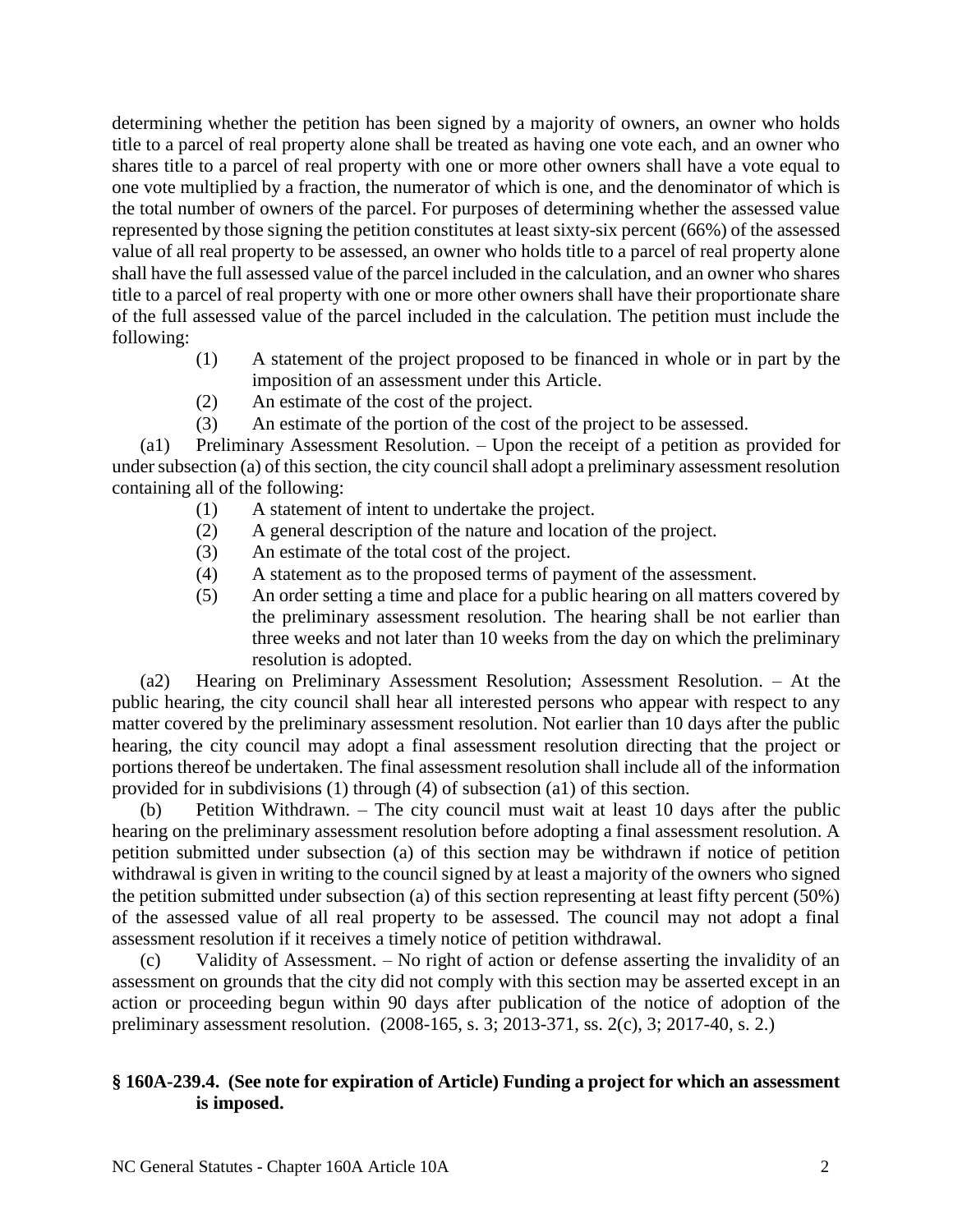determining whether the petition has been signed by a majority of owners, an owner who holds title to a parcel of real property alone shall be treated as having one vote each, and an owner who shares title to a parcel of real property with one or more other owners shall have a vote equal to one vote multiplied by a fraction, the numerator of which is one, and the denominator of which is the total number of owners of the parcel. For purposes of determining whether the assessed value represented by those signing the petition constitutes at least sixty-six percent (66%) of the assessed value of all real property to be assessed, an owner who holds title to a parcel of real property alone shall have the full assessed value of the parcel included in the calculation, and an owner who shares title to a parcel of real property with one or more other owners shall have their proportionate share of the full assessed value of the parcel included in the calculation. The petition must include the following:

(1) A statement of the project proposed to be financed in whole or in part by the imposition of an assessment under this Article.
(2) An estimate of the cost of the project.
(3) An estimate of the portion of the cost of the project to be assessed.

(a1) Preliminary Assessment Resolution. – Upon the receipt of a petition as provided for under subsection (a) of this section, the city council shall adopt a preliminary assessment resolution containing all of the following:

(1) A statement of intent to undertake the project.
(2) A general description of the nature and location of the project.
(3) An estimate of the total cost of the project.
(4) A statement as to the proposed terms of payment of the assessment.
(5) An order setting a time and place for a public hearing on all matters covered by the preliminary assessment resolution. The hearing shall be not earlier than three weeks and not later than 10 weeks from the day on which the preliminary resolution is adopted.

(a2) Hearing on Preliminary Assessment Resolution; Assessment Resolution. – At the public hearing, the city council shall hear all interested persons who appear with respect to any matter covered by the preliminary assessment resolution. Not earlier than 10 days after the public hearing, the city council may adopt a final assessment resolution directing that the project or portions thereof be undertaken. The final assessment resolution shall include all of the information provided for in subdivisions (1) through (4) of subsection (a1) of this section.

(b) Petition Withdrawn. – The city council must wait at least 10 days after the public hearing on the preliminary assessment resolution before adopting a final assessment resolution. A petition submitted under subsection (a) of this section may be withdrawn if notice of petition withdrawal is given in writing to the council signed by at least a majority of the owners who signed the petition submitted under subsection (a) of this section representing at least fifty percent (50%) of the assessed value of all real property to be assessed. The council may not adopt a final assessment resolution if it receives a timely notice of petition withdrawal.

(c) Validity of Assessment. – No right of action or defense asserting the invalidity of an assessment on grounds that the city did not comply with this section may be asserted except in an action or proceeding begun within 90 days after publication of the notice of adoption of the preliminary assessment resolution. (2008-165, s. 3; 2013-371, ss. 2(c), 3; 2017-40, s. 2.)

**§ 160A-239.4. (See note for expiration of Article) Funding a project for which an assessment is imposed.**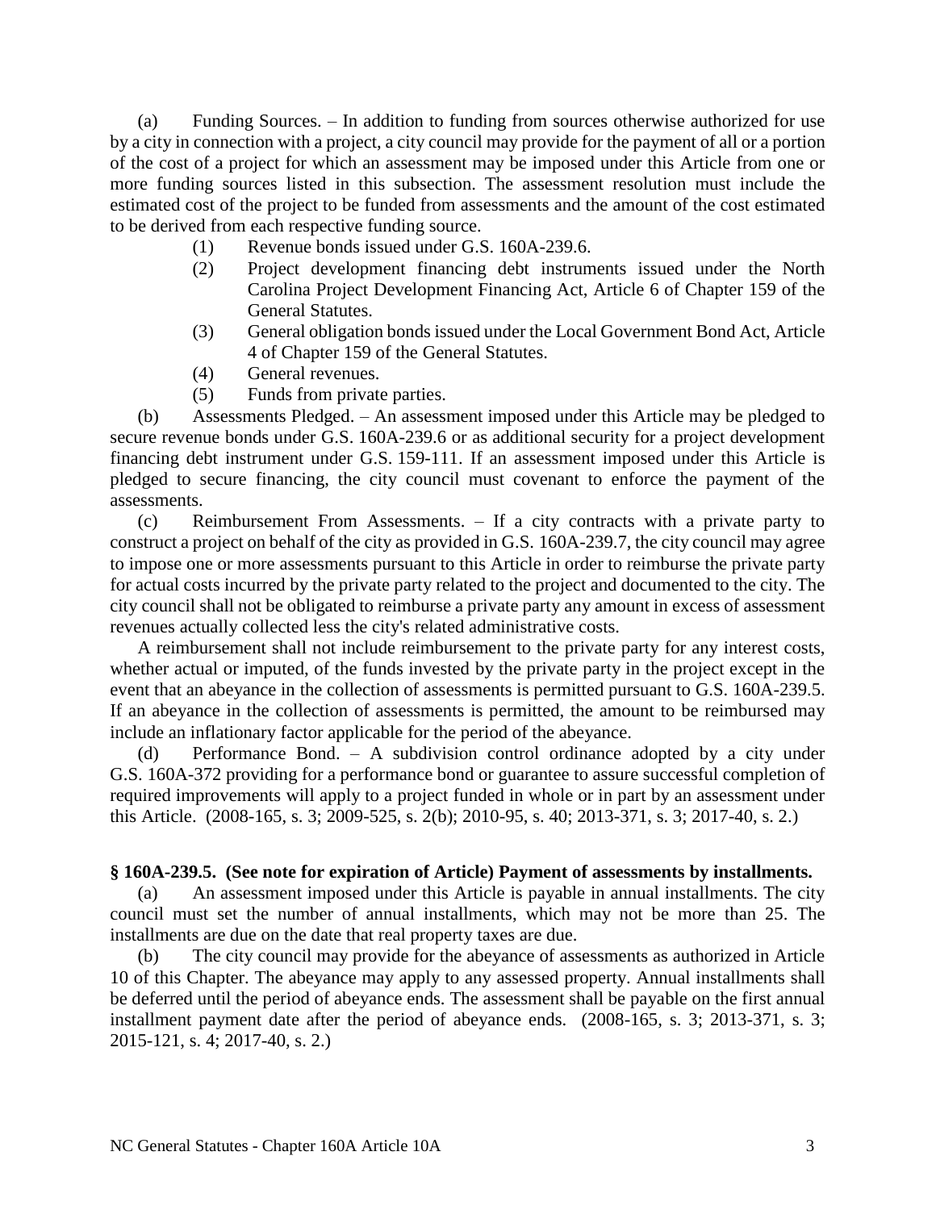(a) Funding Sources. – In addition to funding from sources otherwise authorized for use by a city in connection with a project, a city council may provide for the payment of all or a portion of the cost of a project for which an assessment may be imposed under this Article from one or more funding sources listed in this subsection. The assessment resolution must include the estimated cost of the project to be funded from assessments and the amount of the cost estimated to be derived from each respective funding source.

(1) Revenue bonds issued under G.S. 160A-239.6.

(2) Project development financing debt instruments issued under the North Carolina Project Development Financing Act, Article 6 of Chapter 159 of the General Statutes.

(3) General obligation bonds issued under the Local Government Bond Act, Article 4 of Chapter 159 of the General Statutes.

(4) General revenues.

(5) Funds from private parties.

(b) Assessments Pledged. – An assessment imposed under this Article may be pledged to secure revenue bonds under G.S. 160A-239.6 or as additional security for a project development financing debt instrument under G.S. 159-111. If an assessment imposed under this Article is pledged to secure financing, the city council must covenant to enforce the payment of the assessments.

(c) Reimbursement From Assessments. – If a city contracts with a private party to construct a project on behalf of the city as provided in G.S. 160A-239.7, the city council may agree to impose one or more assessments pursuant to this Article in order to reimburse the private party for actual costs incurred by the private party related to the project and documented to the city. The city council shall not be obligated to reimburse a private party any amount in excess of assessment revenues actually collected less the city's related administrative costs.

A reimbursement shall not include reimbursement to the private party for any interest costs, whether actual or imputed, of the funds invested by the private party in the project except in the event that an abeyance in the collection of assessments is permitted pursuant to G.S. 160A-239.5. If an abeyance in the collection of assessments is permitted, the amount to be reimbursed may include an inflationary factor applicable for the period of the abeyance.

(d) Performance Bond. – A subdivision control ordinance adopted by a city under G.S. 160A-372 providing for a performance bond or guarantee to assure successful completion of required improvements will apply to a project funded in whole or in part by an assessment under this Article. (2008-165, s. 3; 2009-525, s. 2(b); 2010-95, s. 40; 2013-371, s. 3; 2017-40, s. 2.)

**§ 160A-239.5. (See note for expiration of Article) Payment of assessments by installments.**

(a) An assessment imposed under this Article is payable in annual installments. The city council must set the number of annual installments, which may not be more than 25. The installments are due on the date that real property taxes are due.

(b) The city council may provide for the abeyance of assessments as authorized in Article 10 of this Chapter. The abeyance may apply to any assessed property. Annual installments shall be deferred until the period of abeyance ends. The assessment shall be payable on the first annual installment payment date after the period of abeyance ends. (2008-165, s. 3; 2013-371, s. 3; 2015-121, s. 4; 2017-40, s. 2.)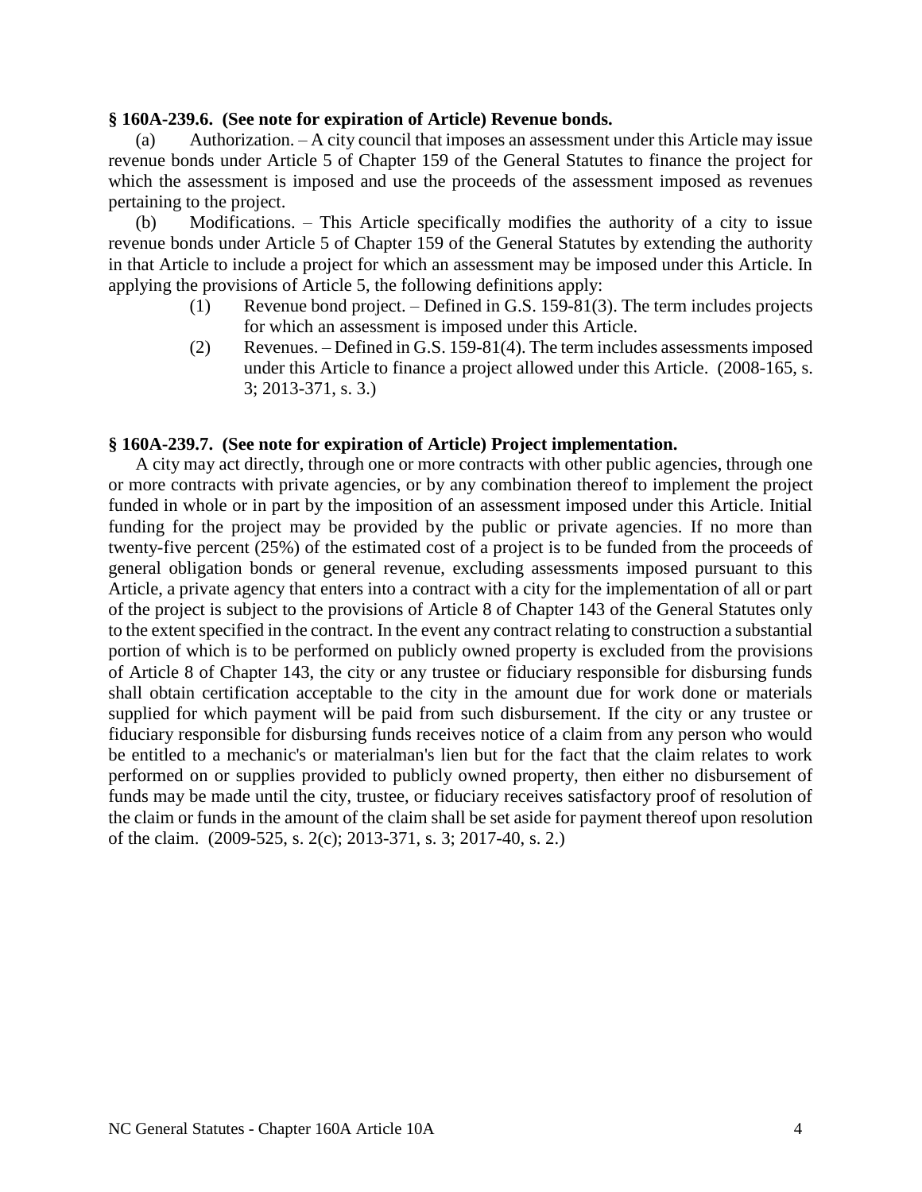**§ 160A-239.6. (See note for expiration of Article) Revenue bonds.**

(a) Authorization. – A city council that imposes an assessment under this Article may issue revenue bonds under Article 5 of Chapter 159 of the General Statutes to finance the project for which the assessment is imposed and use the proceeds of the assessment imposed as revenues pertaining to the project.

(b) Modifications. – This Article specifically modifies the authority of a city to issue revenue bonds under Article 5 of Chapter 159 of the General Statutes by extending the authority in that Article to include a project for which an assessment may be imposed under this Article. In applying the provisions of Article 5, the following definitions apply:

(1) Revenue bond project. – Defined in G.S. 159-81(3). The term includes projects for which an assessment is imposed under this Article.

(2) Revenues. – Defined in G.S. 159-81(4). The term includes assessments imposed under this Article to finance a project allowed under this Article. (2008-165, s. 3; 2013-371, s. 3.)

**§ 160A-239.7. (See note for expiration of Article) Project implementation.**

A city may act directly, through one or more contracts with other public agencies, through one or more contracts with private agencies, or by any combination thereof to implement the project funded in whole or in part by the imposition of an assessment imposed under this Article. Initial funding for the project may be provided by the public or private agencies. If no more than twenty-five percent (25%) of the estimated cost of a project is to be funded from the proceeds of general obligation bonds or general revenue, excluding assessments imposed pursuant to this Article, a private agency that enters into a contract with a city for the implementation of all or part of the project is subject to the provisions of Article 8 of Chapter 143 of the General Statutes only to the extent specified in the contract. In the event any contract relating to construction a substantial portion of which is to be performed on publicly owned property is excluded from the provisions of Article 8 of Chapter 143, the city or any trustee or fiduciary responsible for disbursing funds shall obtain certification acceptable to the city in the amount due for work done or materials supplied for which payment will be paid from such disbursement. If the city or any trustee or fiduciary responsible for disbursing funds receives notice of a claim from any person who would be entitled to a mechanic's or materialman's lien but for the fact that the claim relates to work performed on or supplies provided to publicly owned property, then either no disbursement of funds may be made until the city, trustee, or fiduciary receives satisfactory proof of resolution of the claim or funds in the amount of the claim shall be set aside for payment thereof upon resolution of the claim. (2009-525, s. 2(c); 2013-371, s. 3; 2017-40, s. 2.)